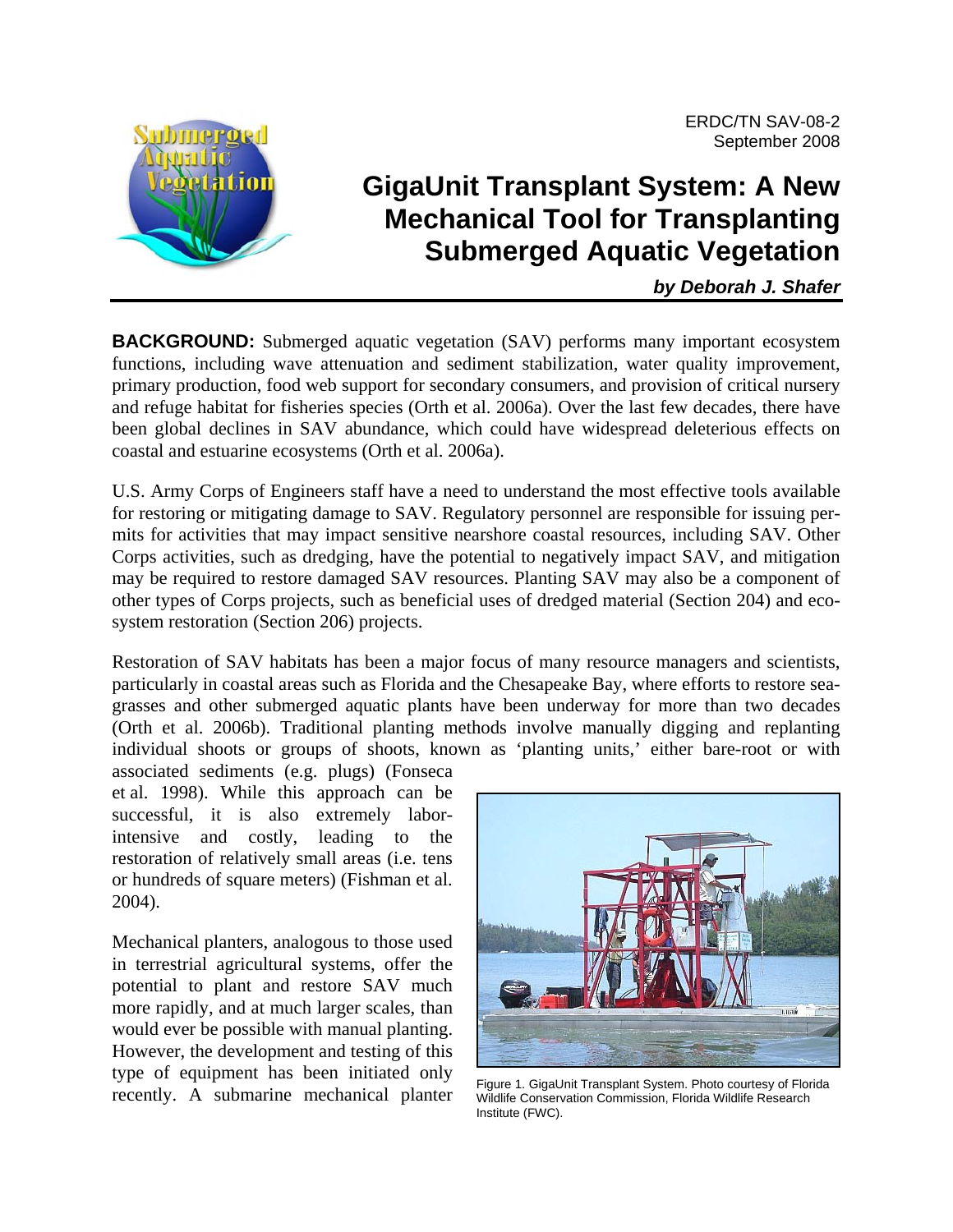ERDC/TN SAV-08-2
September 2008

# GigaUnit Transplant System: A New Mechanical Tool for Transplanting Submerged Aquatic Vegetation

***by Deborah J. Shafer***

**BACKGROUND:** Submerged aquatic vegetation (SAV) performs many important ecosystem functions, including wave attenuation and sediment stabilization, water quality improvement, primary production, food web support for secondary consumers, and provision of critical nursery and refuge habitat for fisheries species (Orth et al. 2006a). Over the last few decades, there have been global declines in SAV abundance, which could have widespread deleterious effects on coastal and estuarine ecosystems (Orth et al. 2006a).

U.S. Army Corps of Engineers staff have a need to understand the most effective tools available for restoring or mitigating damage to SAV. Regulatory personnel are responsible for issuing permits for activities that may impact sensitive nearshore coastal resources, including SAV. Other Corps activities, such as dredging, have the potential to negatively impact SAV, and mitigation may be required to restore damaged SAV resources. Planting SAV may also be a component of other types of Corps projects, such as beneficial uses of dredged material (Section 204) and ecosystem restoration (Section 206) projects.

Restoration of SAV habitats has been a major focus of many resource managers and scientists, particularly in coastal areas such as Florida and the Chesapeake Bay, where efforts to restore seagrasses and other submerged aquatic plants have been underway for more than two decades (Orth et al. 2006b). Traditional planting methods involve manually digging and replanting individual shoots or groups of shoots, known as 'planting units,' either bare-root or with associated sediments (e.g. plugs) (Fonseca et al. 1998). While this approach can be successful, it is also extremely labor-intensive and costly, leading to the restoration of relatively small areas (i.e. tens or hundreds of square meters) (Fishman et al. 2004).

Mechanical planters, analogous to those used in terrestrial agricultural systems, offer the potential to plant and restore SAV much more rapidly, and at much larger scales, than would ever be possible with manual planting. However, the development and testing of this type of equipment has been initiated only recently. A submarine mechanical planter

Figure 1. GigaUnit Transplant System. Photo courtesy of Florida Wildlife Conservation Commission, Florida Wildlife Research Institute (FWC).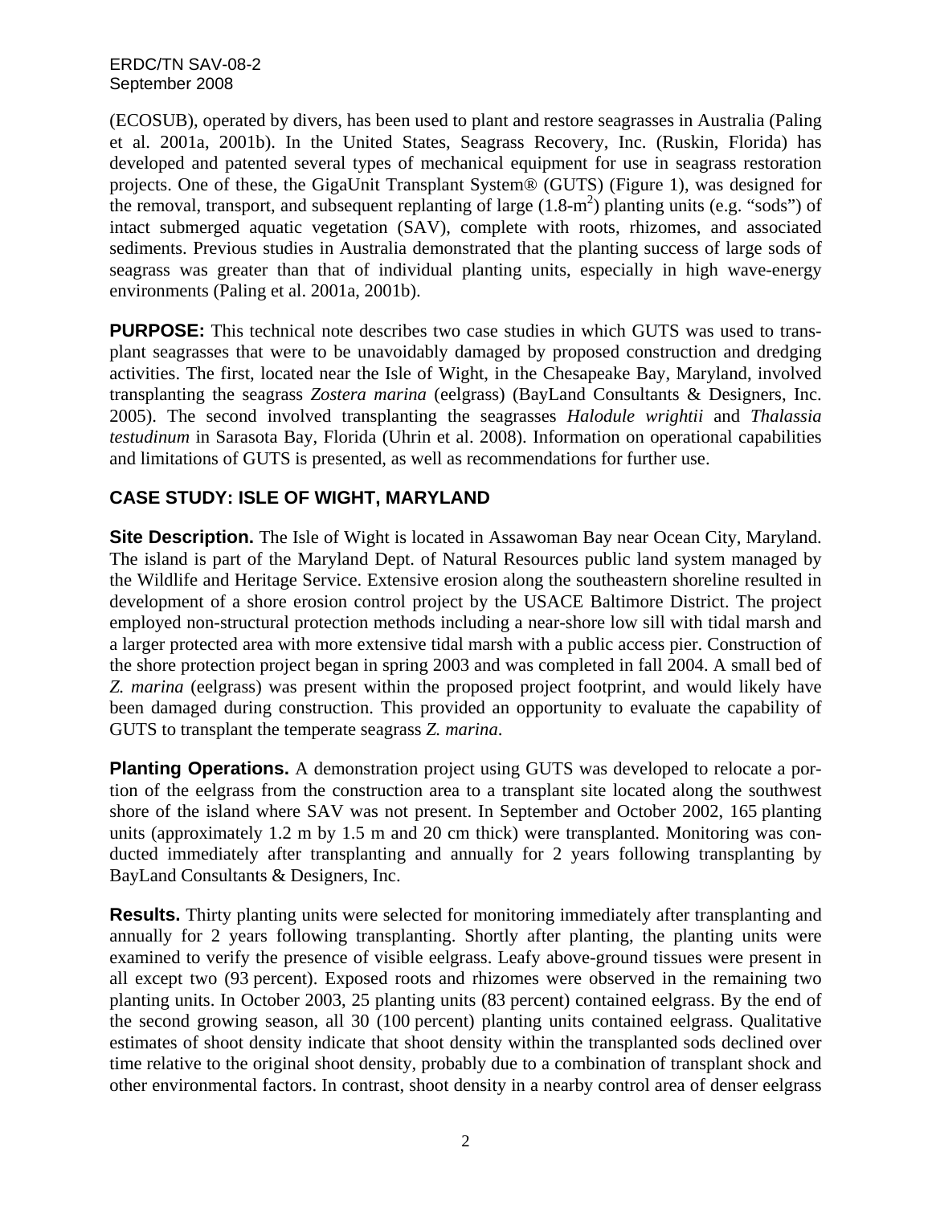(ECOSUB), operated by divers, has been used to plant and restore seagrasses in Australia (Paling et al. 2001a, 2001b). In the United States, Seagrass Recovery, Inc. (Ruskin, Florida) has developed and patented several types of mechanical equipment for use in seagrass restoration projects. One of these, the GigaUnit Transplant System® (GUTS) (Figure 1), was designed for the removal, transport, and subsequent replanting of large (1.8-$m^2$) planting units (e.g. "sods") of intact submerged aquatic vegetation (SAV), complete with roots, rhizomes, and associated sediments. Previous studies in Australia demonstrated that the planting success of large sods of seagrass was greater than that of individual planting units, especially in high wave-energy environments (Paling et al. 2001a, 2001b).

**PURPOSE:** This technical note describes two case studies in which GUTS was used to transplant seagrasses that were to be unavoidably damaged by proposed construction and dredging activities. The first, located near the Isle of Wight, in the Chesapeake Bay, Maryland, involved transplanting the seagrass *Zostera marina* (eelgrass) (BayLand Consultants & Designers, Inc. 2005). The second involved transplanting the seagrasses *Halodule wrightii* and *Thalassia testudinum* in Sarasota Bay, Florida (Uhrin et al. 2008). Information on operational capabilities and limitations of GUTS is presented, as well as recommendations for further use.

## CASE STUDY: ISLE OF WIGHT, MARYLAND

**Site Description.** The Isle of Wight is located in Assawoman Bay near Ocean City, Maryland. The island is part of the Maryland Dept. of Natural Resources public land system managed by the Wildlife and Heritage Service. Extensive erosion along the southeastern shoreline resulted in development of a shore erosion control project by the USACE Baltimore District. The project employed non-structural protection methods including a near-shore low sill with tidal marsh and a larger protected area with more extensive tidal marsh with a public access pier. Construction of the shore protection project began in spring 2003 and was completed in fall 2004. A small bed of *Z. marina* (eelgrass) was present within the proposed project footprint, and would likely have been damaged during construction. This provided an opportunity to evaluate the capability of GUTS to transplant the temperate seagrass *Z. marina*.

**Planting Operations.** A demonstration project using GUTS was developed to relocate a portion of the eelgrass from the construction area to a transplant site located along the southwest shore of the island where SAV was not present. In September and October 2002, 165 planting units (approximately 1.2 m by 1.5 m and 20 cm thick) were transplanted. Monitoring was conducted immediately after transplanting and annually for 2 years following transplanting by BayLand Consultants & Designers, Inc.

**Results.** Thirty planting units were selected for monitoring immediately after transplanting and annually for 2 years following transplanting. Shortly after planting, the planting units were examined to verify the presence of visible eelgrass. Leafy above-ground tissues were present in all except two (93 percent). Exposed roots and rhizomes were observed in the remaining two planting units. In October 2003, 25 planting units (83 percent) contained eelgrass. By the end of the second growing season, all 30 (100 percent) planting units contained eelgrass. Qualitative estimates of shoot density indicate that shoot density within the transplanted sods declined over time relative to the original shoot density, probably due to a combination of transplant shock and other environmental factors. In contrast, shoot density in a nearby control area of denser eelgrass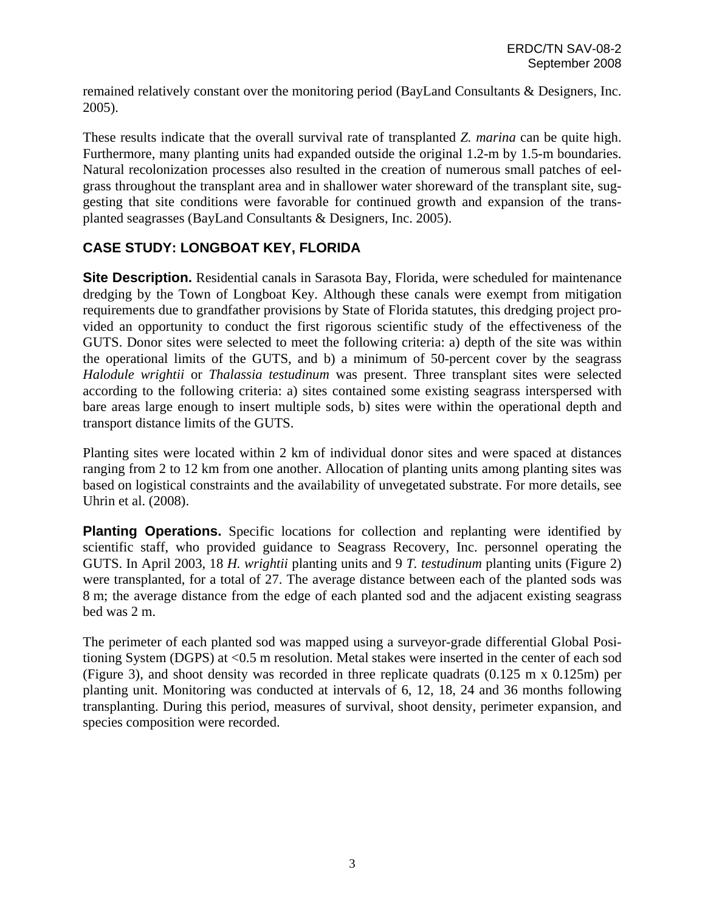remained relatively constant over the monitoring period (BayLand Consultants & Designers, Inc. 2005).

These results indicate that the overall survival rate of transplanted *Z. marina* can be quite high. Furthermore, many planting units had expanded outside the original 1.2-m by 1.5-m boundaries. Natural recolonization processes also resulted in the creation of numerous small patches of eelgrass throughout the transplant area and in shallower water shoreward of the transplant site, suggesting that site conditions were favorable for continued growth and expansion of the transplanted seagrasses (BayLand Consultants & Designers, Inc. 2005).

## CASE STUDY: LONGBOAT KEY, FLORIDA

**Site Description.** Residential canals in Sarasota Bay, Florida, were scheduled for maintenance dredging by the Town of Longboat Key. Although these canals were exempt from mitigation requirements due to grandfather provisions by State of Florida statutes, this dredging project provided an opportunity to conduct the first rigorous scientific study of the effectiveness of the GUTS. Donor sites were selected to meet the following criteria: a) depth of the site was within the operational limits of the GUTS, and b) a minimum of 50-percent cover by the seagrass *Halodule wrightii* or *Thalassia testudinum* was present. Three transplant sites were selected according to the following criteria: a) sites contained some existing seagrass interspersed with bare areas large enough to insert multiple sods, b) sites were within the operational depth and transport distance limits of the GUTS.

Planting sites were located within 2 km of individual donor sites and were spaced at distances ranging from 2 to 12 km from one another. Allocation of planting units among planting sites was based on logistical constraints and the availability of unvegetated substrate. For more details, see Uhrin et al. (2008).

**Planting Operations.** Specific locations for collection and replanting were identified by scientific staff, who provided guidance to Seagrass Recovery, Inc. personnel operating the GUTS. In April 2003, 18 *H. wrightii* planting units and 9 *T. testudinum* planting units (Figure 2) were transplanted, for a total of 27. The average distance between each of the planted sods was 8 m; the average distance from the edge of each planted sod and the adjacent existing seagrass bed was 2 m.

The perimeter of each planted sod was mapped using a surveyor-grade differential Global Positioning System (DGPS) at <0.5 m resolution. Metal stakes were inserted in the center of each sod (Figure 3), and shoot density was recorded in three replicate quadrats (0.125 m x 0.125m) per planting unit. Monitoring was conducted at intervals of 6, 12, 18, 24 and 36 months following transplanting. During this period, measures of survival, shoot density, perimeter expansion, and species composition were recorded.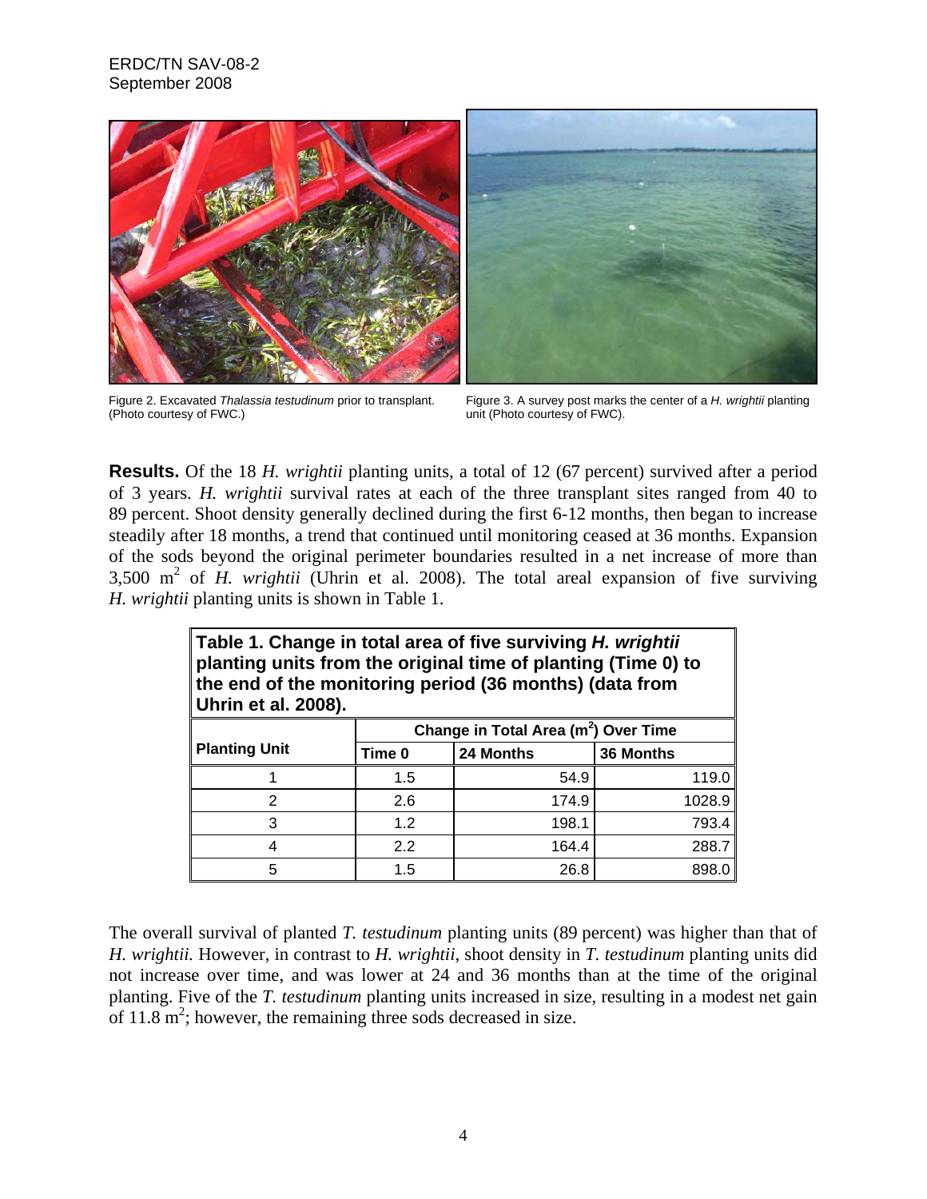Figure 2. Excavated *Thalassia testudinum* prior to transplant. (Photo courtesy of FWC.)

Figure 3. A survey post marks the center of a *H. wrightii* planting unit (Photo courtesy of FWC).

**Results.** Of the 18 *H. wrightii* planting units, a total of 12 (67 percent) survived after a period of 3 years. *H. wrightii* survival rates at each of the three transplant sites ranged from 40 to 89 percent. Shoot density generally declined during the first 6-12 months, then began to increase steadily after 18 months, a trend that continued until monitoring ceased at 36 months. Expansion of the sods beyond the original perimeter boundaries resulted in a net increase of more than 3,500 $m^2$ of *H. wrightii* (Uhrin et al. 2008). The total areal expansion of five surviving *H. wrightii* planting units is shown in Table 1.

**Table 1. Change in total area of five surviving *H. wrightii* planting units from the original time of planting (Time 0) to the end of the monitoring period (36 months) (data from Uhrin et al. 2008).**

| Planting Unit | Change in Total Area ($m^2$) Over Time | | |
|---|---|---|---|
| | Time 0 | 24 Months | 36 Months |
| 1 | 1.5 | 54.9 | 119.0 |
| 2 | 2.6 | 174.9 | 1028.9 |
| 3 | 1.2 | 198.1 | 793.4 |
| 4 | 2.2 | 164.4 | 288.7 |
| 5 | 1.5 | 26.8 | 898.0 |

The overall survival of planted *T. testudinum* planting units (89 percent) was higher than that of *H. wrightii.* However, in contrast to *H. wrightii*, shoot density in *T. testudinum* planting units did not increase over time, and was lower at 24 and 36 months than at the time of the original planting. Five of the *T. testudinum* planting units increased in size, resulting in a modest net gain of 11.8 $m^2$; however, the remaining three sods decreased in size.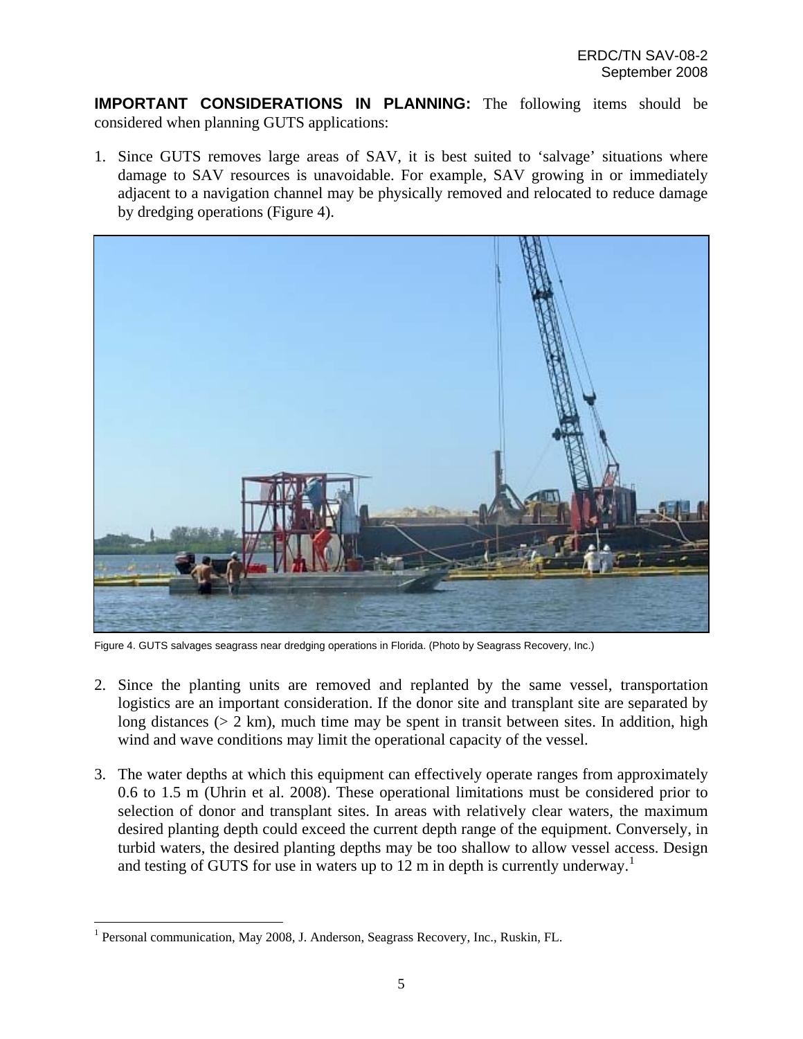**IMPORTANT CONSIDERATIONS IN PLANNING:** The following items should be considered when planning GUTS applications:

1. Since GUTS removes large areas of SAV, it is best suited to 'salvage' situations where damage to SAV resources is unavoidable. For example, SAV growing in or immediately adjacent to a navigation channel may be physically removed and relocated to reduce damage by dredging operations (Figure 4).

Figure 4. GUTS salvages seagrass near dredging operations in Florida. (Photo by Seagrass Recovery, Inc.)

2. Since the planting units are removed and replanted by the same vessel, transportation logistics are an important consideration. If the donor site and transplant site are separated by long distances (> 2 km), much time may be spent in transit between sites. In addition, high wind and wave conditions may limit the operational capacity of the vessel.

3. The water depths at which this equipment can effectively operate ranges from approximately 0.6 to 1.5 m (Uhrin et al. 2008). These operational limitations must be considered prior to selection of donor and transplant sites. In areas with relatively clear waters, the maximum desired planting depth could exceed the current depth range of the equipment. Conversely, in turbid waters, the desired planting depths may be too shallow to allow vessel access. Design and testing of GUTS for use in waters up to 12 m in depth is currently underway.[1]

[1] Personal communication, May 2008, J. Anderson, Seagrass Recovery, Inc., Ruskin, FL.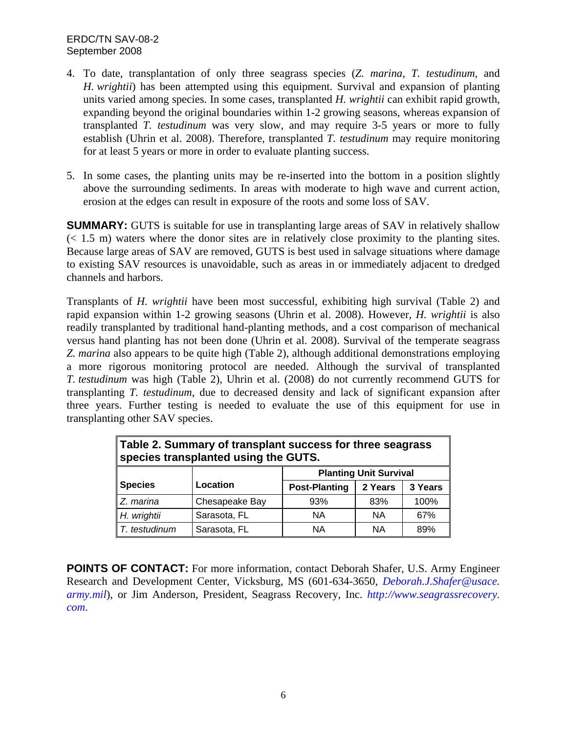4. To date, transplantation of only three seagrass species (*Z. marina*, *T. testudinum*, and *H. wrightii*) has been attempted using this equipment. Survival and expansion of planting units varied among species. In some cases, transplanted *H. wrightii* can exhibit rapid growth, expanding beyond the original boundaries within 1-2 growing seasons, whereas expansion of transplanted *T. testudinum* was very slow, and may require 3-5 years or more to fully establish (Uhrin et al. 2008). Therefore, transplanted *T. testudinum* may require monitoring for at least 5 years or more in order to evaluate planting success.

5. In some cases, the planting units may be re-inserted into the bottom in a position slightly above the surrounding sediments. In areas with moderate to high wave and current action, erosion at the edges can result in exposure of the roots and some loss of SAV.

**SUMMARY:** GUTS is suitable for use in transplanting large areas of SAV in relatively shallow (< 1.5 m) waters where the donor sites are in relatively close proximity to the planting sites. Because large areas of SAV are removed, GUTS is best used in salvage situations where damage to existing SAV resources is unavoidable, such as areas in or immediately adjacent to dredged channels and harbors.

Transplants of *H. wrightii* have been most successful, exhibiting high survival (Table 2) and rapid expansion within 1-2 growing seasons (Uhrin et al. 2008). However, *H. wrightii* is also readily transplanted by traditional hand-planting methods, and a cost comparison of mechanical versus hand planting has not been done (Uhrin et al. 2008). Survival of the temperate seagrass *Z. marina* also appears to be quite high (Table 2), although additional demonstrations employing a more rigorous monitoring protocol are needed. Although the survival of transplanted *T. testudinum* was high (Table 2), Uhrin et al. (2008) do not currently recommend GUTS for transplanting *T. testudinum*, due to decreased density and lack of significant expansion after three years. Further testing is needed to evaluate the use of this equipment for use in transplanting other SAV species.

**Table 2. Summary of transplant success for three seagrass species transplanted using the GUTS.**

| Species | Location | Planting Unit Survival | | |
|---|---|---|---|---|
| | | Post-Planting | 2 Years | 3 Years |
| *Z. marina* | Chesapeake Bay | 93% | 83% | 100% |
| *H. wrightii* | Sarasota, FL | NA | NA | 67% |
| *T. testudinum* | Sarasota, FL | NA | NA | 89% |

**POINTS OF CONTACT:** For more information, contact Deborah Shafer, U.S. Army Engineer Research and Development Center, Vicksburg, MS (601-634-3650, *Deborah.J.Shafer@usace.army.mil*), or Jim Anderson, President, Seagrass Recovery, Inc. *http://www.seagrassrecovery.com*.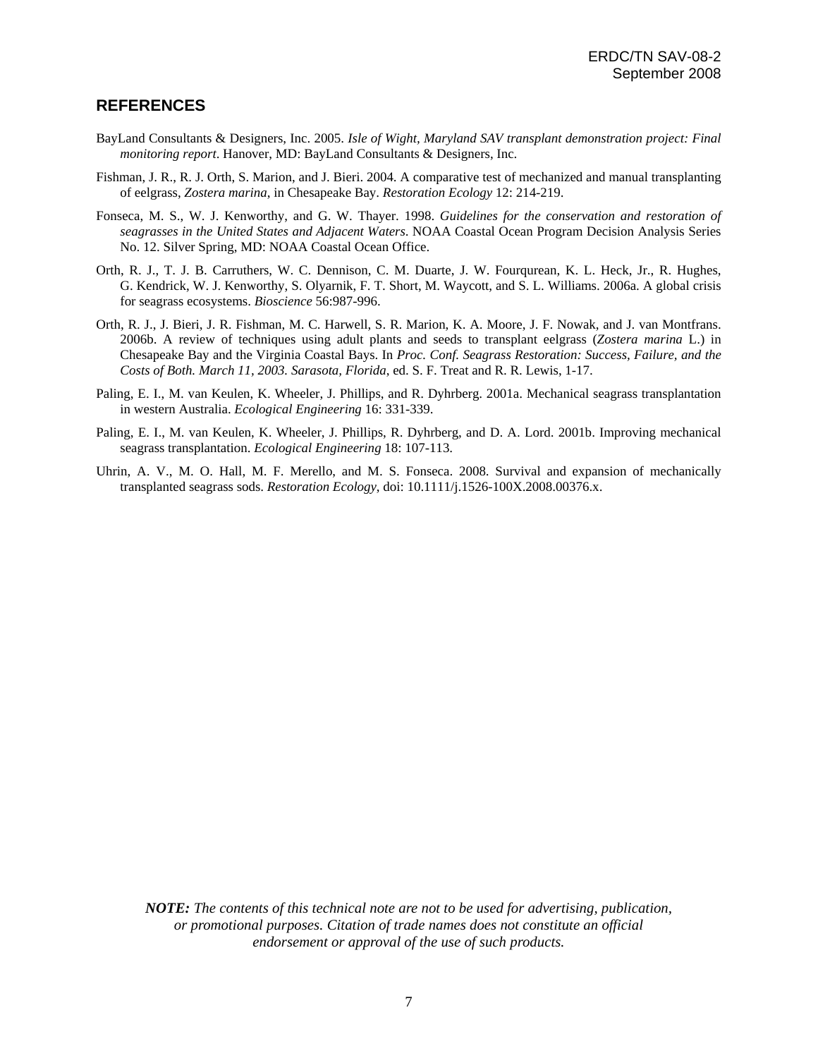## REFERENCES

BayLand Consultants & Designers, Inc. 2005. *Isle of Wight, Maryland SAV transplant demonstration project: Final monitoring report*. Hanover, MD: BayLand Consultants & Designers, Inc.

Fishman, J. R., R. J. Orth, S. Marion, and J. Bieri. 2004. A comparative test of mechanized and manual transplanting of eelgrass, *Zostera marina*, in Chesapeake Bay. *Restoration Ecology* 12: 214-219.

Fonseca, M. S., W. J. Kenworthy, and G. W. Thayer. 1998. *Guidelines for the conservation and restoration of seagrasses in the United States and Adjacent Waters*. NOAA Coastal Ocean Program Decision Analysis Series No. 12. Silver Spring, MD: NOAA Coastal Ocean Office.

Orth, R. J., T. J. B. Carruthers, W. C. Dennison, C. M. Duarte, J. W. Fourqurean, K. L. Heck, Jr., R. Hughes, G. Kendrick, W. J. Kenworthy, S. Olyarnik, F. T. Short, M. Waycott, and S. L. Williams. 2006a. A global crisis for seagrass ecosystems. *Bioscience* 56:987-996.

Orth, R. J., J. Bieri, J. R. Fishman, M. C. Harwell, S. R. Marion, K. A. Moore, J. F. Nowak, and J. van Montfrans. 2006b. A review of techniques using adult plants and seeds to transplant eelgrass (*Zostera marina* L.) in Chesapeake Bay and the Virginia Coastal Bays. In *Proc. Conf. Seagrass Restoration: Success, Failure, and the Costs of Both. March 11, 2003. Sarasota, Florida*, ed. S. F. Treat and R. R. Lewis, 1-17.

Paling, E. I., M. van Keulen, K. Wheeler, J. Phillips, and R. Dyhrberg. 2001a. Mechanical seagrass transplantation in western Australia. *Ecological Engineering* 16: 331-339.

Paling, E. I., M. van Keulen, K. Wheeler, J. Phillips, R. Dyhrberg, and D. A. Lord. 2001b. Improving mechanical seagrass transplantation. *Ecological Engineering* 18: 107-113.

Uhrin, A. V., M. O. Hall, M. F. Merello, and M. S. Fonseca. 2008. Survival and expansion of mechanically transplanted seagrass sods. *Restoration Ecology*, doi: 10.1111/j.1526-100X.2008.00376.x.

***NOTE:*** *The contents of this technical note are not to be used for advertising, publication, or promotional purposes. Citation of trade names does not constitute an official endorsement or approval of the use of such products.*